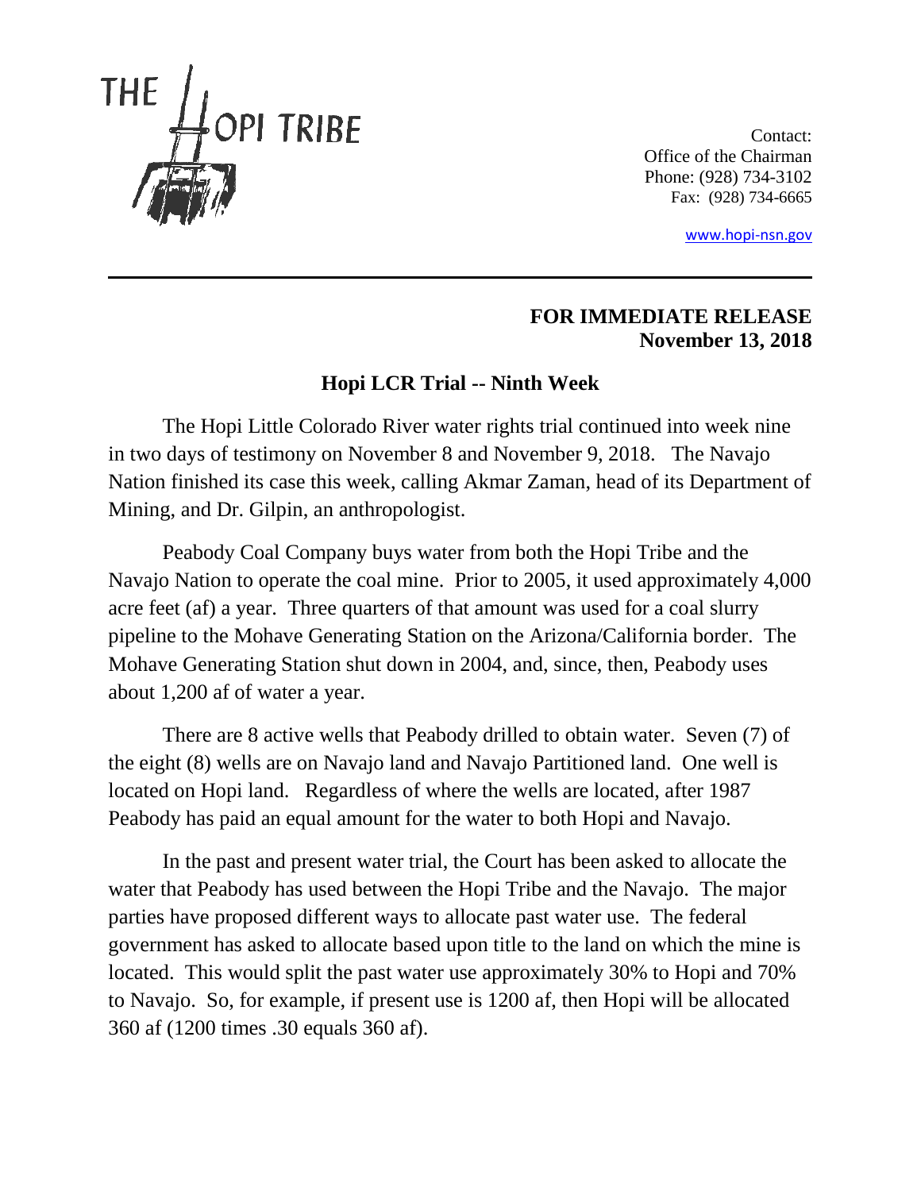THE HOPI TRIBE

Contact:
Office of the Chairman
Phone: (928) 734-3102
Fax: (928) 734-6665

www.hopi-nsn.gov

**FOR IMMEDIATE RELEASE**
**November 13, 2018**

## Hopi LCR Trial -- Ninth Week

The Hopi Little Colorado River water rights trial continued into week nine in two days of testimony on November 8 and November 9, 2018. The Navajo Nation finished its case this week, calling Akmar Zaman, head of its Department of Mining, and Dr. Gilpin, an anthropologist.

Peabody Coal Company buys water from both the Hopi Tribe and the Navajo Nation to operate the coal mine. Prior to 2005, it used approximately 4,000 acre feet (af) a year. Three quarters of that amount was used for a coal slurry pipeline to the Mohave Generating Station on the Arizona/California border. The Mohave Generating Station shut down in 2004, and, since, then, Peabody uses about 1,200 af of water a year.

There are 8 active wells that Peabody drilled to obtain water. Seven (7) of the eight (8) wells are on Navajo land and Navajo Partitioned land. One well is located on Hopi land. Regardless of where the wells are located, after 1987 Peabody has paid an equal amount for the water to both Hopi and Navajo.

In the past and present water trial, the Court has been asked to allocate the water that Peabody has used between the Hopi Tribe and the Navajo. The major parties have proposed different ways to allocate past water use. The federal government has asked to allocate based upon title to the land on which the mine is located. This would split the past water use approximately 30% to Hopi and 70% to Navajo. So, for example, if present use is 1200 af, then Hopi will be allocated 360 af (1200 times .30 equals 360 af).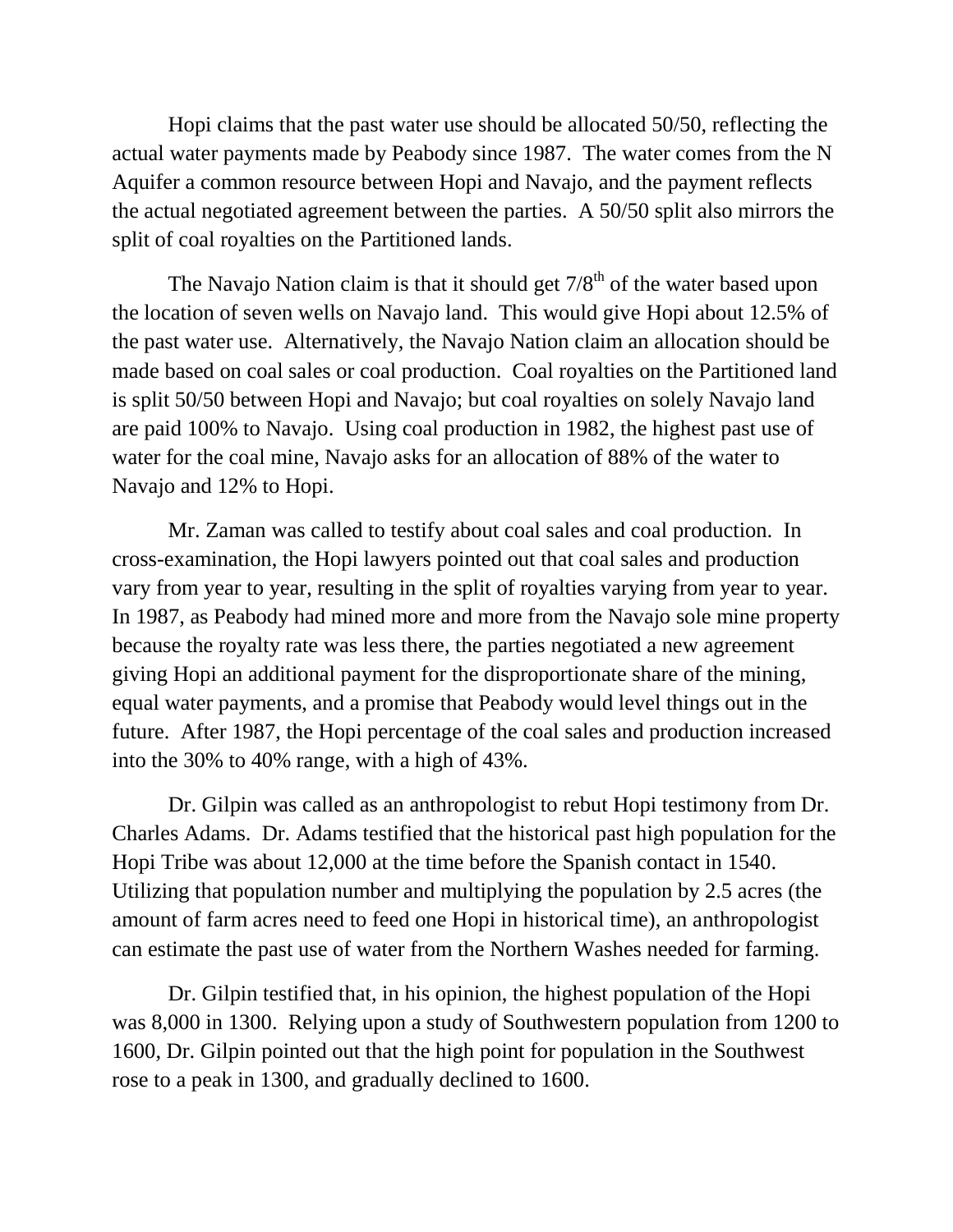Hopi claims that the past water use should be allocated 50/50, reflecting the actual water payments made by Peabody since 1987. The water comes from the N Aquifer a common resource between Hopi and Navajo, and the payment reflects the actual negotiated agreement between the parties. A 50/50 split also mirrors the split of coal royalties on the Partitioned lands.

The Navajo Nation claim is that it should get 7/8$^{th}$ of the water based upon the location of seven wells on Navajo land. This would give Hopi about 12.5% of the past water use. Alternatively, the Navajo Nation claim an allocation should be made based on coal sales or coal production. Coal royalties on the Partitioned land is split 50/50 between Hopi and Navajo; but coal royalties on solely Navajo land are paid 100% to Navajo. Using coal production in 1982, the highest past use of water for the coal mine, Navajo asks for an allocation of 88% of the water to Navajo and 12% to Hopi.

Mr. Zaman was called to testify about coal sales and coal production. In cross-examination, the Hopi lawyers pointed out that coal sales and production vary from year to year, resulting in the split of royalties varying from year to year. In 1987, as Peabody had mined more and more from the Navajo sole mine property because the royalty rate was less there, the parties negotiated a new agreement giving Hopi an additional payment for the disproportionate share of the mining, equal water payments, and a promise that Peabody would level things out in the future. After 1987, the Hopi percentage of the coal sales and production increased into the 30% to 40% range, with a high of 43%.

Dr. Gilpin was called as an anthropologist to rebut Hopi testimony from Dr. Charles Adams. Dr. Adams testified that the historical past high population for the Hopi Tribe was about 12,000 at the time before the Spanish contact in 1540. Utilizing that population number and multiplying the population by 2.5 acres (the amount of farm acres need to feed one Hopi in historical time), an anthropologist can estimate the past use of water from the Northern Washes needed for farming.

Dr. Gilpin testified that, in his opinion, the highest population of the Hopi was 8,000 in 1300. Relying upon a study of Southwestern population from 1200 to 1600, Dr. Gilpin pointed out that the high point for population in the Southwest rose to a peak in 1300, and gradually declined to 1600.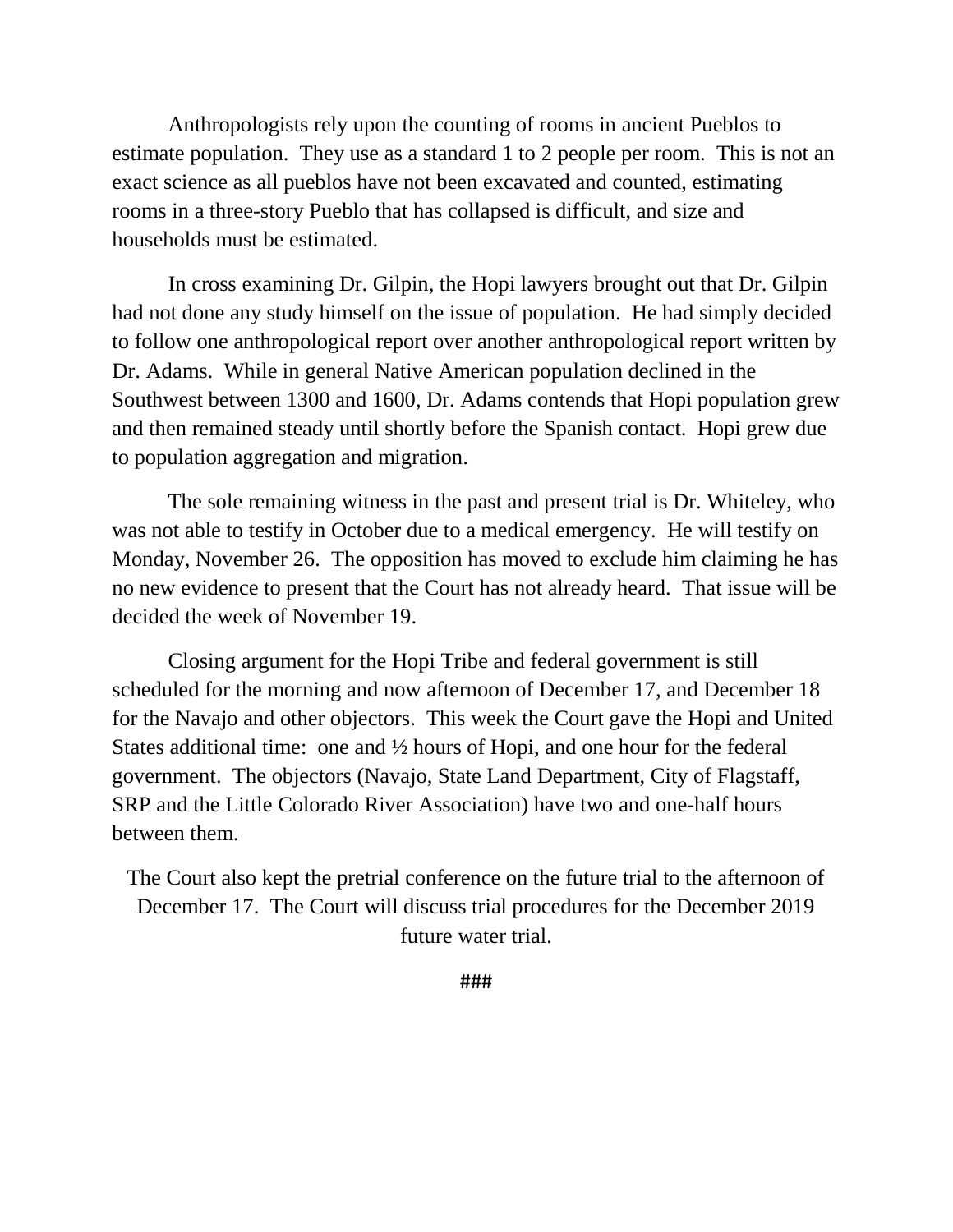Anthropologists rely upon the counting of rooms in ancient Pueblos to estimate population. They use as a standard 1 to 2 people per room. This is not an exact science as all pueblos have not been excavated and counted, estimating rooms in a three-story Pueblo that has collapsed is difficult, and size and households must be estimated.

In cross examining Dr. Gilpin, the Hopi lawyers brought out that Dr. Gilpin had not done any study himself on the issue of population. He had simply decided to follow one anthropological report over another anthropological report written by Dr. Adams. While in general Native American population declined in the Southwest between 1300 and 1600, Dr. Adams contends that Hopi population grew and then remained steady until shortly before the Spanish contact. Hopi grew due to population aggregation and migration.

The sole remaining witness in the past and present trial is Dr. Whiteley, who was not able to testify in October due to a medical emergency. He will testify on Monday, November 26. The opposition has moved to exclude him claiming he has no new evidence to present that the Court has not already heard. That issue will be decided the week of November 19.

Closing argument for the Hopi Tribe and federal government is still scheduled for the morning and now afternoon of December 17, and December 18 for the Navajo and other objectors. This week the Court gave the Hopi and United States additional time: one and ½ hours of Hopi, and one hour for the federal government. The objectors (Navajo, State Land Department, City of Flagstaff, SRP and the Little Colorado River Association) have two and one-half hours between them.

The Court also kept the pretrial conference on the future trial to the afternoon of December 17. The Court will discuss trial procedures for the December 2019 future water trial.

###